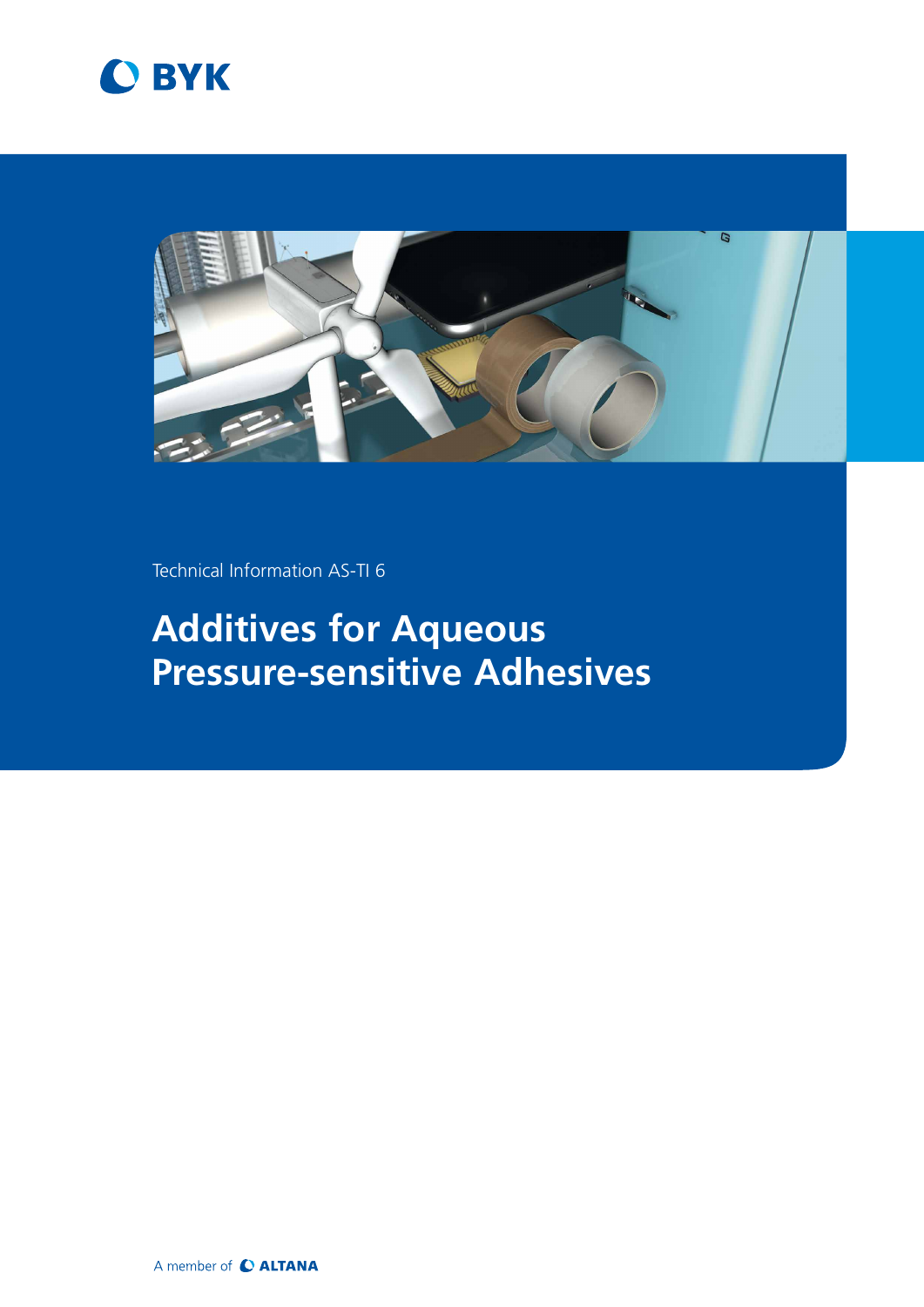BYK

Technical Information AS-TI 6

# Additives for Aqueous Pressure-sensitive Adhesives

A member of ALTANA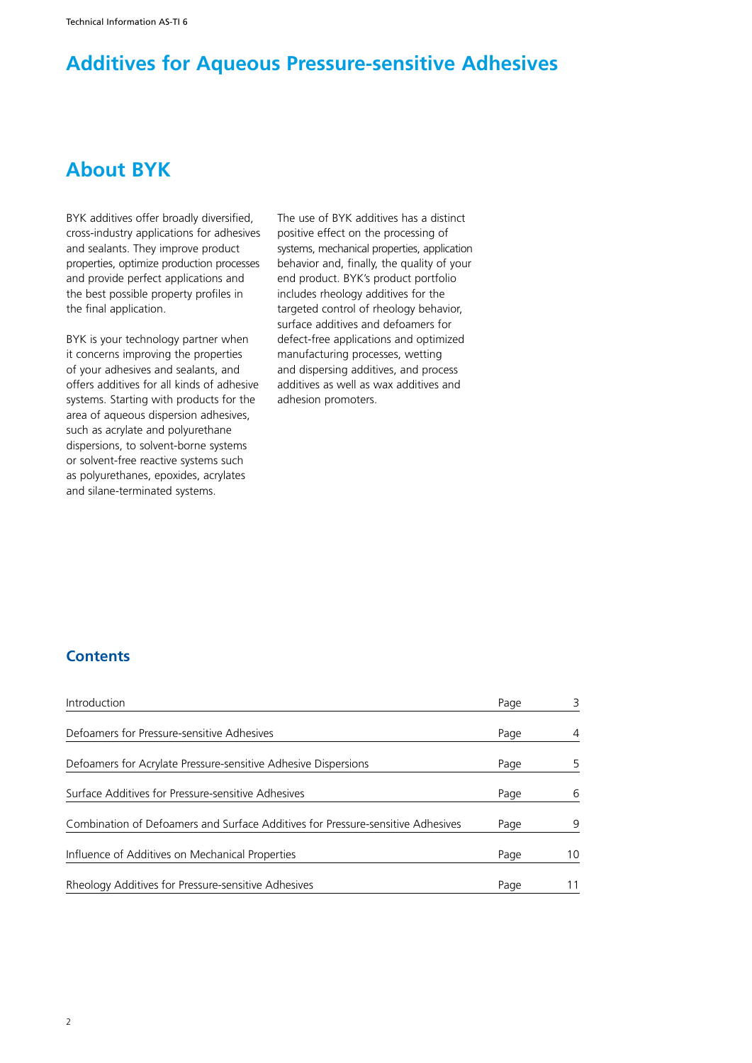# Additives for Aqueous Pressure-sensitive Adhesives

## About BYK

BYK additives offer broadly diversified, cross-industry applications for adhesives and sealants. They improve product properties, optimize production processes and provide perfect applications and the best possible property profiles in the final application.

BYK is your technology partner when it concerns improving the properties of your adhesives and sealants, and offers additives for all kinds of adhesive systems. Starting with products for the area of aqueous dispersion adhesives, such as acrylate and polyurethane dispersions, to solvent-borne systems or solvent-free reactive systems such as polyurethanes, epoxides, acrylates and silane-terminated systems.

The use of BYK additives has a distinct positive effect on the processing of systems, mechanical properties, application behavior and, finally, the quality of your end product. BYK's product portfolio includes rheology additives for the targeted control of rheology behavior, surface additives and defoamers for defect-free applications and optimized manufacturing processes, wetting and dispersing additives, and process additives as well as wax additives and adhesion promoters.

### Contents

| | | |
|---|---|---|
| Introduction | Page | 3 |
| Defoamers for Pressure-sensitive Adhesives | Page | 4 |
| Defoamers for Acrylate Pressure-sensitive Adhesive Dispersions | Page | 5 |
| Surface Additives for Pressure-sensitive Adhesives | Page | 6 |
| Combination of Defoamers and Surface Additives for Pressure-sensitive Adhesives | Page | 9 |
| Influence of Additives on Mechanical Properties | Page | 10 |
| Rheology Additives for Pressure-sensitive Adhesives | Page | 11 |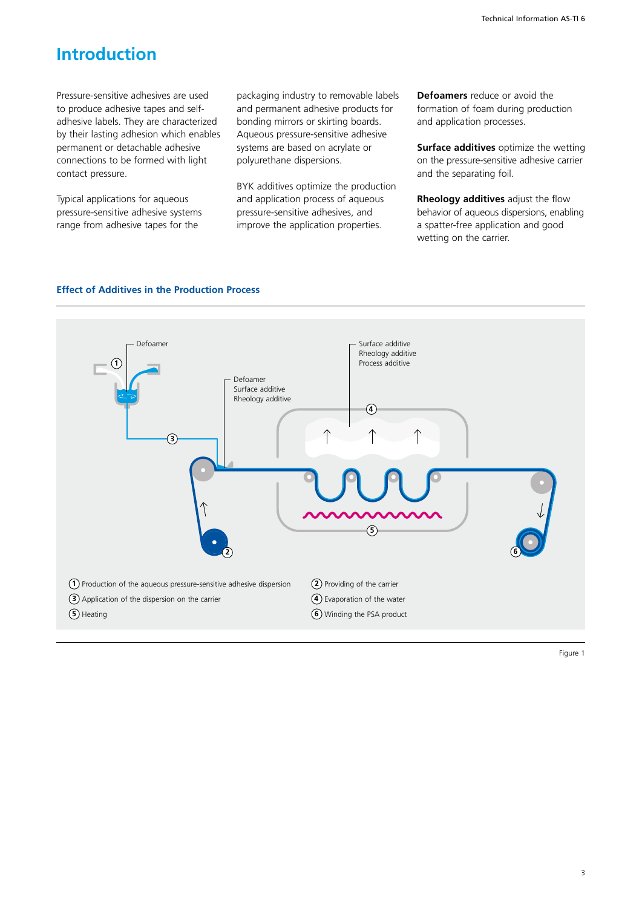# Introduction

Pressure-sensitive adhesives are used to produce adhesive tapes and self-adhesive labels. They are characterized by their lasting adhesion which enables permanent or detachable adhesive connections to be formed with light contact pressure.

Typical applications for aqueous pressure-sensitive adhesive systems range from adhesive tapes for the packaging industry to removable labels and permanent adhesive products for bonding mirrors or skirting boards. Aqueous pressure-sensitive adhesive systems are based on acrylate or polyurethane dispersions.

BYK additives optimize the production and application process of aqueous pressure-sensitive adhesives, and improve the application properties.

**Defoamers** reduce or avoid the formation of foam during production and application processes.

**Surface additives** optimize the wetting on the pressure-sensitive adhesive carrier and the separating foil.

**Rheology additives** adjust the flow behavior of aqueous dispersions, enabling a spatter-free application and good wetting on the carrier.

## Effect of Additives in the Production Process

Defoamer

Defoamer
Surface additive
Rheology additive

Surface additive
Rheology additive
Process additive

1 Production of the aqueous pressure-sensitive adhesive dispersion
2 Providing of the carrier
3 Application of the dispersion on the carrier
4 Evaporation of the water
5 Heating
6 Winding the PSA product

Figure 1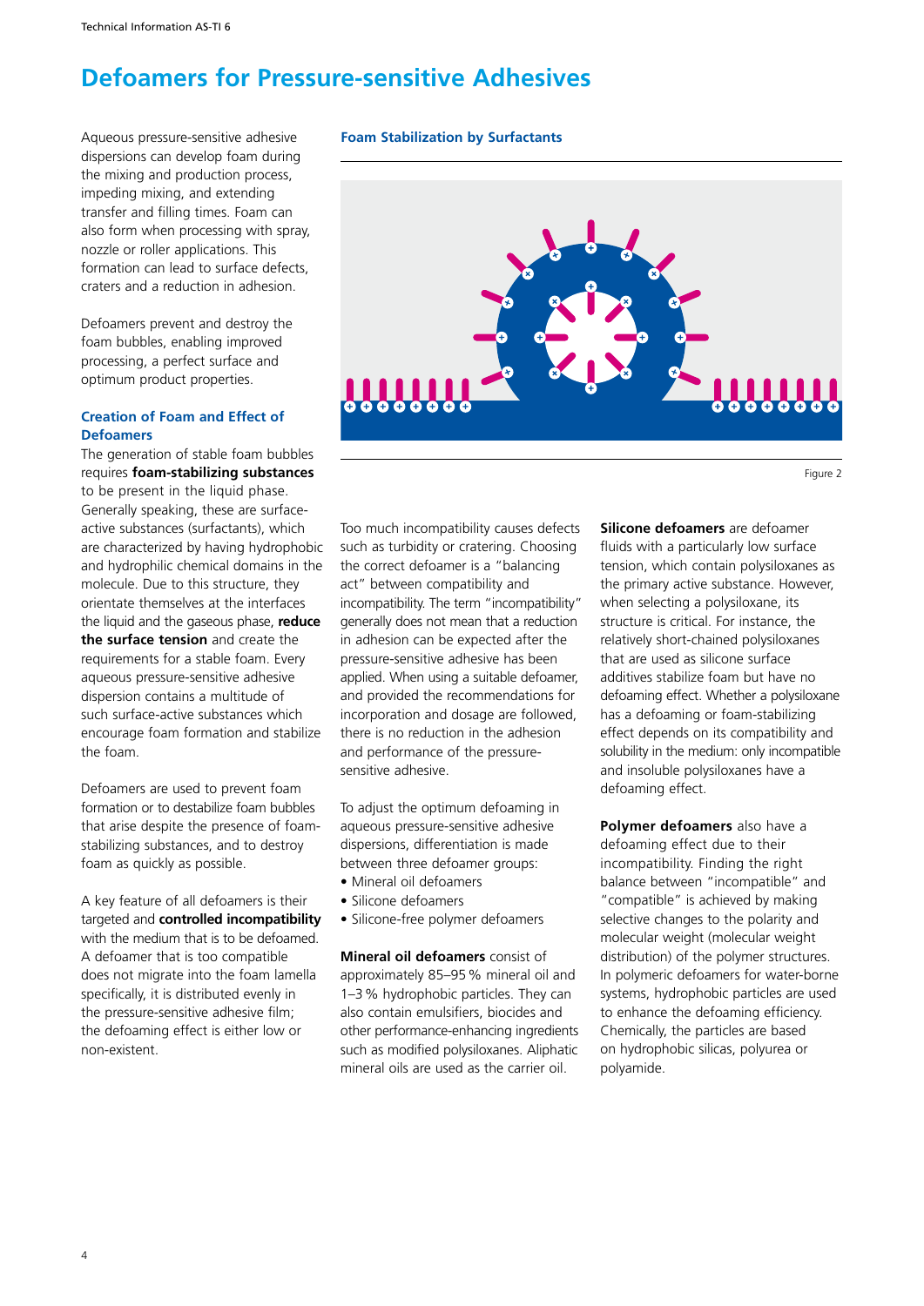# Defoamers for Pressure-sensitive Adhesives

Aqueous pressure-sensitive adhesive dispersions can develop foam during the mixing and production process, impeding mixing, and extending transfer and filling times. Foam can also form when processing with spray, nozzle or roller applications. This formation can lead to surface defects, craters and a reduction in adhesion.

Defoamers prevent and destroy the foam bubbles, enabling improved processing, a perfect surface and optimum product properties.

### Creation of Foam and Effect of Defoamers

The generation of stable foam bubbles requires **foam-stabilizing substances** to be present in the liquid phase. Generally speaking, these are surface-active substances (surfactants), which are characterized by having hydrophobic and hydrophilic chemical domains in the molecule. Due to this structure, they orientate themselves at the interfaces the liquid and the gaseous phase, **reduce the surface tension** and create the requirements for a stable foam. Every aqueous pressure-sensitive adhesive dispersion contains a multitude of such surface-active substances which encourage foam formation and stabilize the foam.

Defoamers are used to prevent foam formation or to destabilize foam bubbles that arise despite the presence of foam-stabilizing substances, and to destroy foam as quickly as possible.

A key feature of all defoamers is their targeted and **controlled incompatibility** with the medium that is to be defoamed. A defoamer that is too compatible does not migrate into the foam lamella specifically, it is distributed evenly in the pressure-sensitive adhesive film; the defoaming effect is either low or non-existent.

### Foam Stabilization by Surfactants

Figure 2

Too much incompatibility causes defects such as turbidity or cratering. Choosing the correct defoamer is a "balancing act" between compatibility and incompatibility. The term "incompatibility" generally does not mean that a reduction in adhesion can be expected after the pressure-sensitive adhesive has been applied. When using a suitable defoamer, and provided the recommendations for incorporation and dosage are followed, there is no reduction in the adhesion and performance of the pressure-sensitive adhesive.

To adjust the optimum defoaming in aqueous pressure-sensitive adhesive dispersions, differentiation is made between three defoamer groups:

- Mineral oil defoamers
- Silicone defoamers
- Silicone-free polymer defoamers

**Mineral oil defoamers** consist of approximately 85–95 % mineral oil and 1–3 % hydrophobic particles. They can also contain emulsifiers, biocides and other performance-enhancing ingredients such as modified polysiloxanes. Aliphatic mineral oils are used as the carrier oil.

**Silicone defoamers** are defoamer fluids with a particularly low surface tension, which contain polysiloxanes as the primary active substance. However, when selecting a polysiloxane, its structure is critical. For instance, the relatively short-chained polysiloxanes that are used as silicone surface additives stabilize foam but have no defoaming effect. Whether a polysiloxane has a defoaming or foam-stabilizing effect depends on its compatibility and solubility in the medium: only incompatible and insoluble polysiloxanes have a defoaming effect.

**Polymer defoamers** also have a defoaming effect due to their incompatibility. Finding the right balance between "incompatible" and "compatible" is achieved by making selective changes to the polarity and molecular weight (molecular weight distribution) of the polymer structures. In polymeric defoamers for water-borne systems, hydrophobic particles are used to enhance the defoaming efficiency. Chemically, the particles are based on hydrophobic silicas, polyurea or polyamide.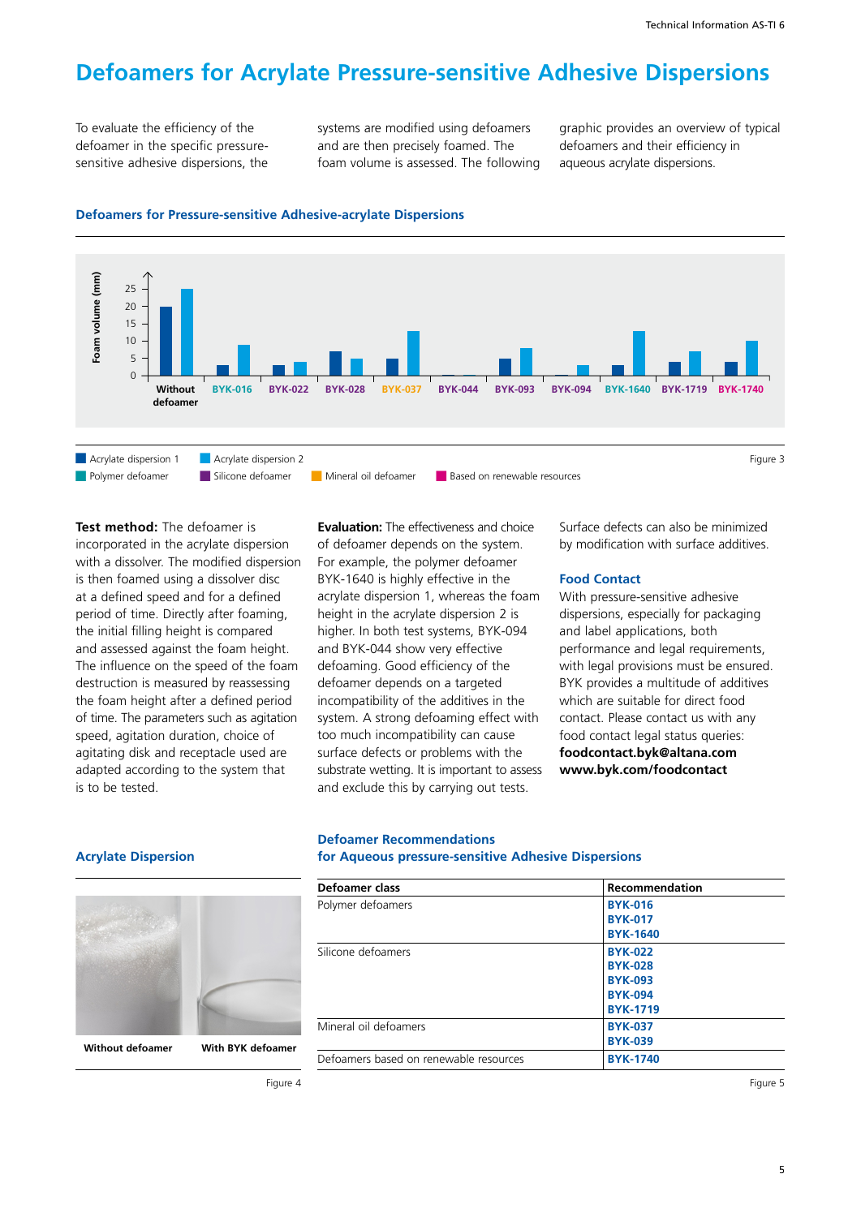// Page 5 of 12
# Defoamers for Acrylate Pressure-sensitive Adhesive Dispersions

To evaluate the efficiency of the defoamer in the specific pressure-sensitive adhesive dispersions, the systems are modified using defoamers and are then precisely foamed. The foam volume is assessed. The following graphic provides an overview of typical defoamers and their efficiency in aqueous acrylate dispersions.

### Defoamers for Pressure-sensitive Adhesive-acrylate Dispersions

Foam volume (mm)

25
20
15
10
5
0

Without defoamer
BYK-016
BYK-022
BYK-028
BYK-037
BYK-044
BYK-093
BYK-094
BYK-1640
BYK-1719
BYK-1740

Acrylate dispersion 1
Acrylate dispersion 2
Polymer defoamer
Silicone defoamer
Mineral oil defoamer
Based on renewable resources

Figure 3

**Test method:** The defoamer is incorporated in the acrylate dispersion with a dissolver. The modified dispersion is then foamed using a dissolver disc at a defined speed and for a defined period of time. Directly after foaming, the initial filling height is compared and assessed against the foam height. The influence on the speed of the foam destruction is measured by reassessing the foam height after a defined period of time. The parameters such as agitation speed, agitation duration, choice of agitating disk and receptacle used are adapted according to the system that is to be tested.

**Evaluation:** The effectiveness and choice of defoamer depends on the system. For example, the polymer defoamer BYK-1640 is highly effective in the acrylate dispersion 1, whereas the foam height in the acrylate dispersion 2 is higher. In both test systems, BYK-094 and BYK-044 show very effective defoaming. Good efficiency of the defoamer depends on a targeted incompatibility of the additives in the system. A strong defoaming effect with too much incompatibility can cause surface defects or problems with the substrate wetting. It is important to assess and exclude this by carrying out tests.

Surface defects can also be minimized by modification with surface additives.

### Food Contact

With pressure-sensitive adhesive dispersions, especially for packaging and label applications, both performance and legal requirements, with legal provisions must be ensured. BYK provides a multitude of additives which are suitable for direct food contact. Please contact us with any food contact legal status queries:
**foodcontact.byk@altana.com**
**www.byk.com/foodcontact**

### Acrylate Dispersion

Without defoamer
With BYK defoamer

Figure 4

### Defoamer Recommendations for Aqueous pressure-sensitive Adhesive Dispersions

| Defoamer class | Recommendation |
|---|---|
| Polymer defoamers | **BYK-016**<br>**BYK-017**<br>**BYK-1640** |
| Silicone defoamers | **BYK-022**<br>**BYK-028**<br>**BYK-093**<br>**BYK-094**<br>**BYK-1719** |
| Mineral oil defoamers | **BYK-037**<br>**BYK-039** |
| Defoamers based on renewable resources | **BYK-1740** |

Figure 5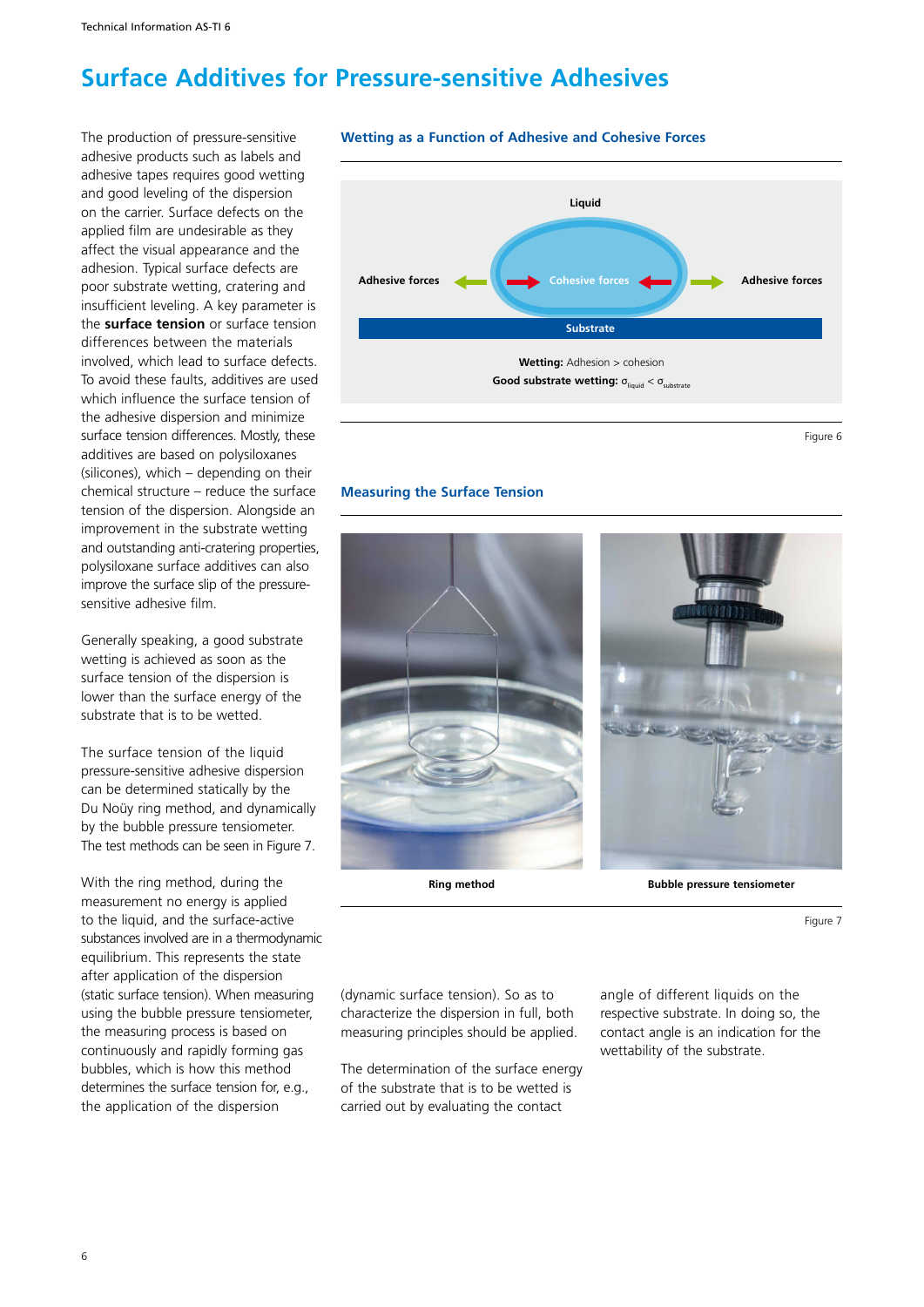# Surface Additives for Pressure-sensitive Adhesives

The production of pressure-sensitive adhesive products such as labels and adhesive tapes requires good wetting and good leveling of the dispersion on the carrier. Surface defects on the applied film are undesirable as they affect the visual appearance and the adhesion. Typical surface defects are poor substrate wetting, cratering and insufficient leveling. A key parameter is the **surface tension** or surface tension differences between the materials involved, which lead to surface defects. To avoid these faults, additives are used which influence the surface tension of the adhesive dispersion and minimize surface tension differences. Mostly, these additives are based on polysiloxanes (silicones), which – depending on their chemical structure – reduce the surface tension of the dispersion. Alongside an improvement in the substrate wetting and outstanding anti-cratering properties, polysiloxane surface additives can also improve the surface slip of the pressure-sensitive adhesive film.

Generally speaking, a good substrate wetting is achieved as soon as the surface tension of the dispersion is lower than the surface energy of the substrate that is to be wetted.

The surface tension of the liquid pressure-sensitive adhesive dispersion can be determined statically by the Du Noüy ring method, and dynamically by the bubble pressure tensiometer. The test methods can be seen in Figure 7.

With the ring method, during the measurement no energy is applied to the liquid, and the surface-active substances involved are in a thermodynamic equilibrium. This represents the state after application of the dispersion (static surface tension). When measuring using the bubble pressure tensiometer, the measuring process is based on continuously and rapidly forming gas bubbles, which is how this method determines the surface tension for, e.g., the application of the dispersion (dynamic surface tension). So as to characterize the dispersion in full, both measuring principles should be applied.

The determination of the surface energy of the substrate that is to be wetted is carried out by evaluating the contact angle of different liquids on the respective substrate. In doing so, the contact angle is an indication for the wettability of the substrate.

### Wetting as a Function of Adhesive and Cohesive Forces

Liquid

Adhesive forces

Cohesive forces

Adhesive forces

Substrate

**Wetting:** Adhesion > cohesion

**Good substrate wetting:** $\sigma_{liquid} < \sigma_{substrate}$

Figure 6

### Measuring the Surface Tension

Ring method

Bubble pressure tensiometer

Figure 7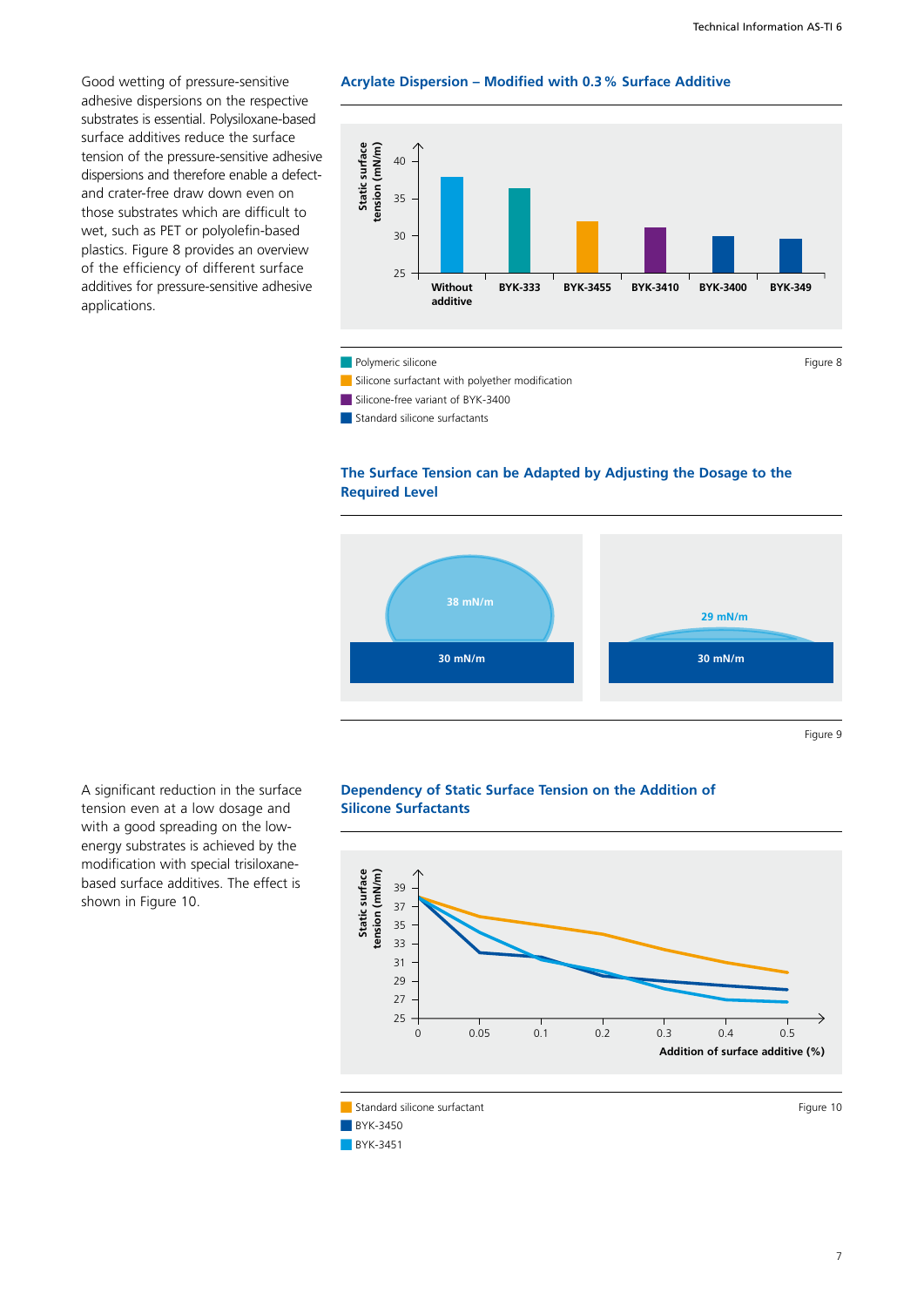Good wetting of pressure-sensitive adhesive dispersions on the respective substrates is essential. Polysiloxane-based surface additives reduce the surface tension of the pressure-sensitive adhesive dispersions and therefore enable a defect- and crater-free draw down even on those substrates which are difficult to wet, such as PET or polyolefin-based plastics. Figure 8 provides an overview of the efficiency of different surface additives for pressure-sensitive adhesive applications.

### Acrylate Dispersion – Modified with 0.3 % Surface Additive

Static surface tension (mN/m)

40
35
30
25

Without additive
BYK-333
BYK-3455
BYK-3410
BYK-3400
BYK-349

Polymeric silicone
Silicone surfactant with polyether modification
Silicone-free variant of BYK-3400
Standard silicone surfactants

Figure 8

### The Surface Tension can be Adapted by Adjusting the Dosage to the Required Level

38 mN/m
30 mN/m

29 mN/m
30 mN/m

Figure 9

A significant reduction in the surface tension even at a low dosage and with a good spreading on the low-energy substrates is achieved by the modification with special trisiloxane-based surface additives. The effect is shown in Figure 10.

### Dependency of Static Surface Tension on the Addition of Silicone Surfactants

Static surface tension (mN/m)

39
37
35
33
31
29
27
25

0
0.05
0.1
0.2
0.3
0.4
0.5

Addition of surface additive (%)

Standard silicone surfactant
BYK-3450
BYK-3451

Figure 10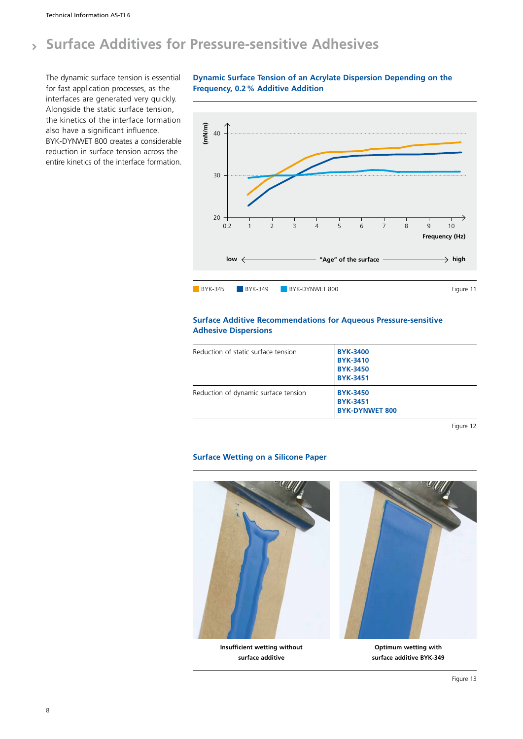# Surface Additives for Pressure-sensitive Adhesives

The dynamic surface tension is essential for fast application processes, as the interfaces are generated very quickly. Alongside the static surface tension, the kinetics of the interface formation also have a significant influence. BYK-DYNWET 800 creates a considerable reduction in surface tension across the entire kinetics of the interface formation.

### Dynamic Surface Tension of an Acrylate Dispersion Depending on the Frequency, 0.2 % Additive Addition

(mN/m)
40
30
20
0.2
1
2
3
4
5
6
7
8
9
10
Frequency (Hz)
low
"Age" of the surface
high

BYK-345 BYK-349 BYK-DYNWET 800

Figure 11

### Surface Additive Recommendations for Aqueous Pressure-sensitive Adhesive Dispersions

| | |
|---|---|
| Reduction of static surface tension | **BYK-3400**<br>**BYK-3410**<br>**BYK-3450**<br>**BYK-3451** |
| Reduction of dynamic surface tension | **BYK-3450**<br>**BYK-3451**<br>**BYK-DYNWET 800** |

Figure 12

### Surface Wetting on a Silicone Paper

**Insufficient wetting without surface additive**

**Optimum wetting with surface additive BYK-349**

Figure 13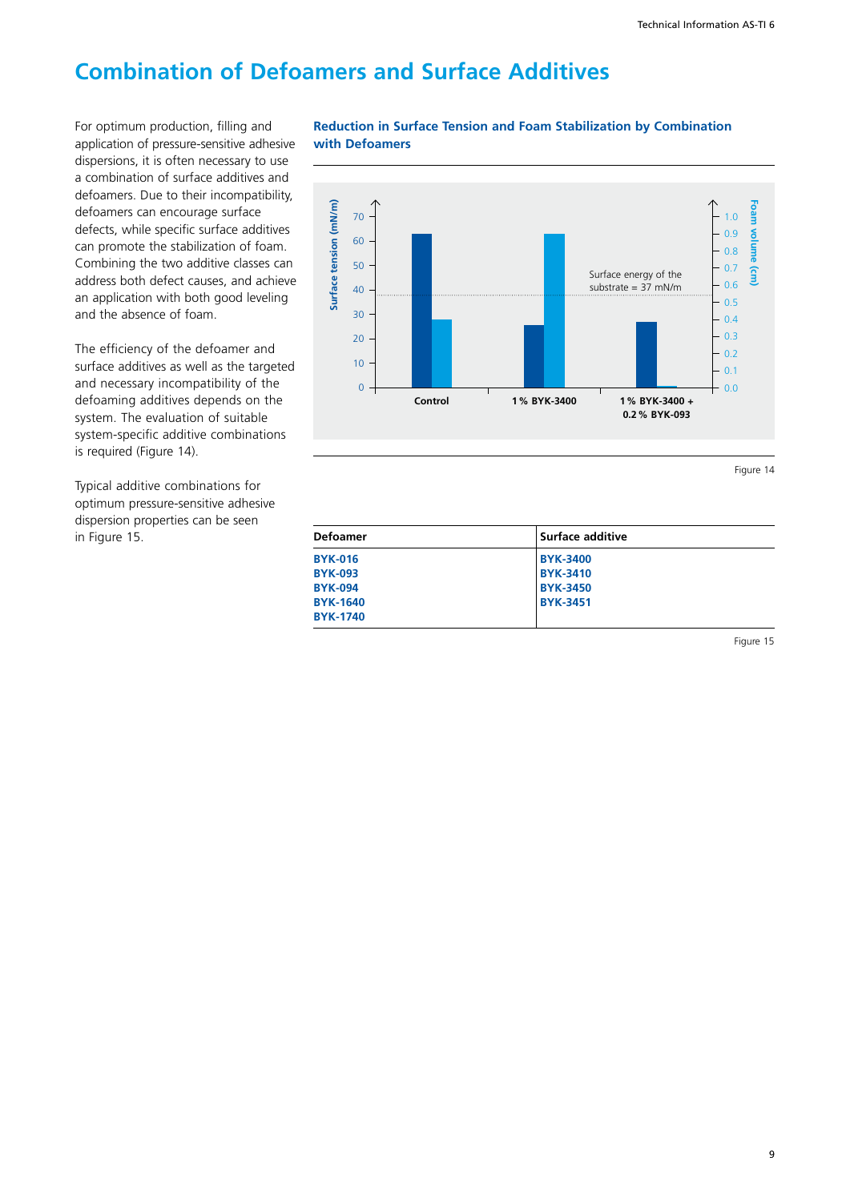# Combination of Defoamers and Surface Additives

For optimum production, filling and application of pressure-sensitive adhesive dispersions, it is often necessary to use a combination of surface additives and defoamers. Due to their incompatibility, defoamers can encourage surface defects, while specific surface additives can promote the stabilization of foam. Combining the two additive classes can address both defect causes, and achieve an application with both good leveling and the absence of foam.

The efficiency of the defoamer and surface additives as well as the targeted and necessary incompatibility of the defoaming additives depends on the system. The evaluation of suitable system-specific additive combinations is required (Figure 14).

Typical additive combinations for optimum pressure-sensitive adhesive dispersion properties can be seen in Figure 15.

**Reduction in Surface Tension and Foam Stabilization by Combination with Defoamers**

Surface tension (mN/m)
70
60
50
40
30
20
10
0

Foam volume (cm)
1.0
0.9
0.8
0.7
0.6
0.5
0.4
0.3
0.2
0.1
0.0

Surface energy of the substrate = 37 mN/m

Control
1 % BYK-3400
1 % BYK-3400 + 0.2 % BYK-093

Figure 14

| Defoamer | Surface additive |
|---|---|
| **BYK-016**<br>**BYK-093**<br>**BYK-094**<br>**BYK-1640**<br>**BYK-1740** | **BYK-3400**<br>**BYK-3410**<br>**BYK-3450**<br>**BYK-3451** |

Figure 15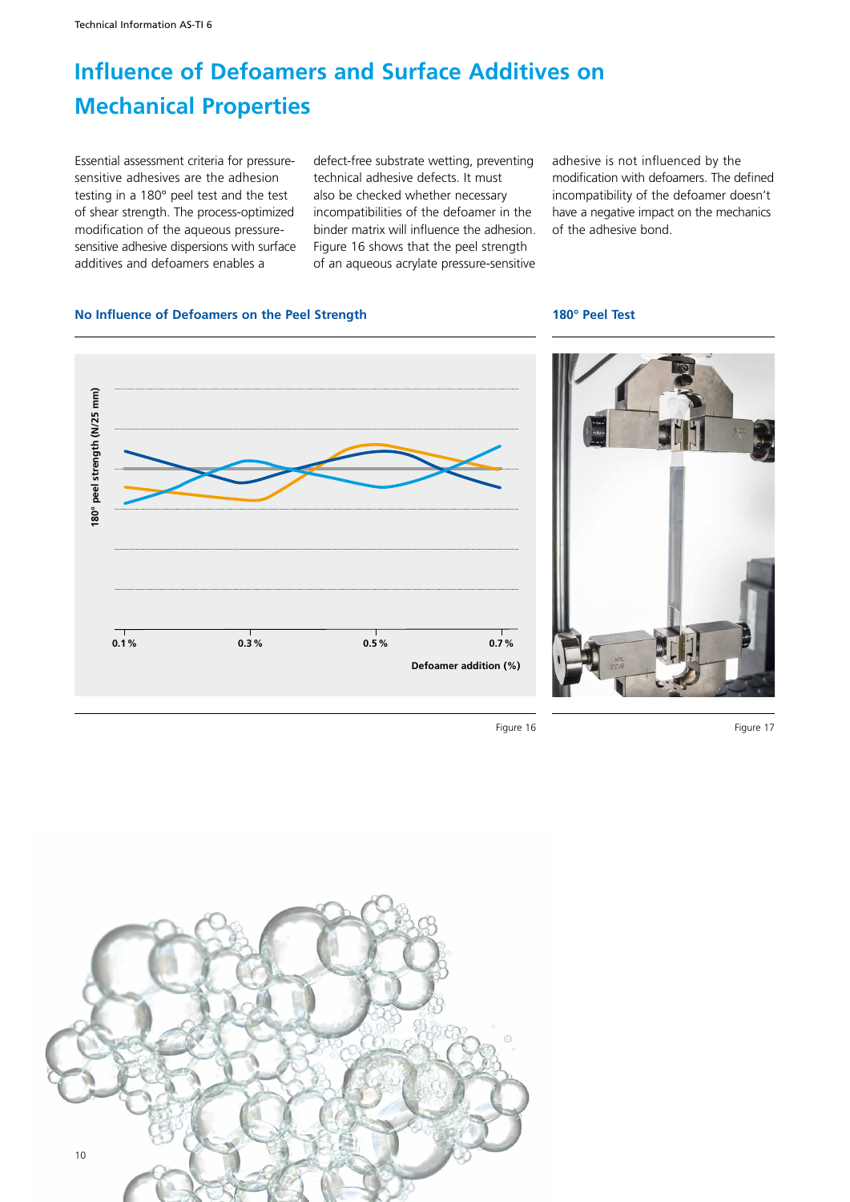# Influence of Defoamers and Surface Additives on Mechanical Properties

Essential assessment criteria for pressure-sensitive adhesives are the adhesion testing in a 180° peel test and the test of shear strength. The process-optimized modification of the aqueous pressure-sensitive adhesive dispersions with surface additives and defoamers enables a defect-free substrate wetting, preventing technical adhesive defects. It must also be checked whether necessary incompatibilities of the defoamer in the binder matrix will influence the adhesion. Figure 16 shows that the peel strength of an aqueous acrylate pressure-sensitive adhesive is not influenced by the modification with defoamers. The defined incompatibility of the defoamer doesn't have a negative impact on the mechanics of the adhesive bond.

### No Influence of Defoamers on the Peel Strength

180° peel strength (N/25 mm)

0.1 %
0.3 %
0.5 %
0.7 %

Defoamer addition (%)

Figure 16

### 180° Peel Test

Figure 17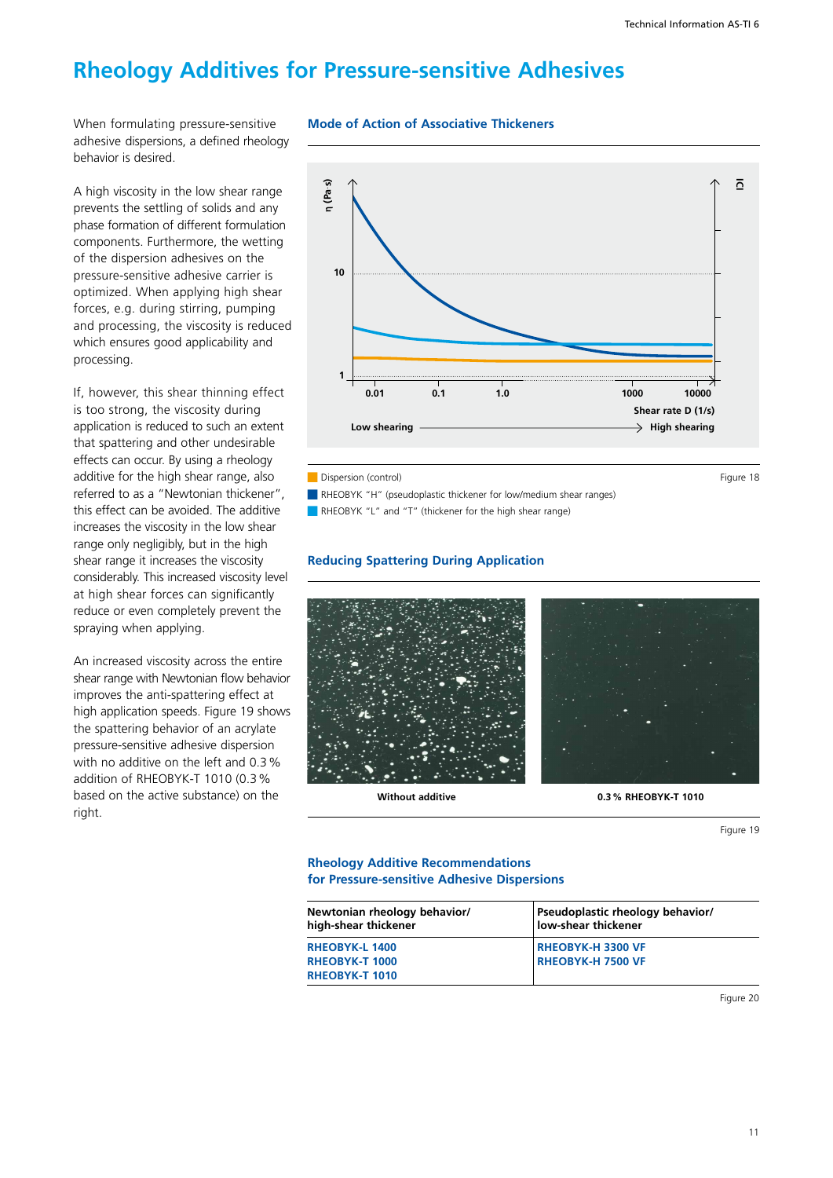# Rheology Additives for Pressure-sensitive Adhesives

When formulating pressure-sensitive adhesive dispersions, a defined rheology behavior is desired.

A high viscosity in the low shear range prevents the settling of solids and any phase formation of different formulation components. Furthermore, the wetting of the dispersion adhesives on the pressure-sensitive adhesive carrier is optimized. When applying high shear forces, e.g. during stirring, pumping and processing, the viscosity is reduced which ensures good applicability and processing.

If, however, this shear thinning effect is too strong, the viscosity during application is reduced to such an extent that spattering and other undesirable effects can occur. By using a rheology additive for the high shear range, also referred to as a "Newtonian thickener", this effect can be avoided. The additive increases the viscosity in the low shear range only negligibly, but in the high shear range it increases the viscosity considerably. This increased viscosity level at high shear forces can significantly reduce or even completely prevent the spraying when applying.

An increased viscosity across the entire shear range with Newtonian flow behavior improves the anti-spattering effect at high application speeds. Figure 19 shows the spattering behavior of an acrylate pressure-sensitive adhesive dispersion with no additive on the left and 0.3 % addition of RHEOBYK-T 1010 (0.3 % based on the active substance) on the right.

## Mode of Action of Associative Thickeners

η (Pa·s)
10
1
0.01
0.1
1.0
1000
10000
ICI
Shear rate D (1/s)
Low shearing
High shearing

- Dispersion (control)
- RHEOBYK "H" (pseudoplastic thickener for low/medium shear ranges)
- RHEOBYK "L" and "T" (thickener for the high shear range)

Figure 18

## Reducing Spattering During Application

Without additive

0.3 % RHEOBYK-T 1010

Figure 19

## Rheology Additive Recommendations for Pressure-sensitive Adhesive Dispersions

| Newtonian rheology behavior/ high-shear thickener | Pseudoplastic rheology behavior/ low-shear thickener |
|---|---|
| **RHEOBYK-L 1400** | **RHEOBYK-H 3300 VF** |
| **RHEOBYK-T 1000** | **RHEOBYK-H 7500 VF** |
| **RHEOBYK-T 1010** | |

Figure 20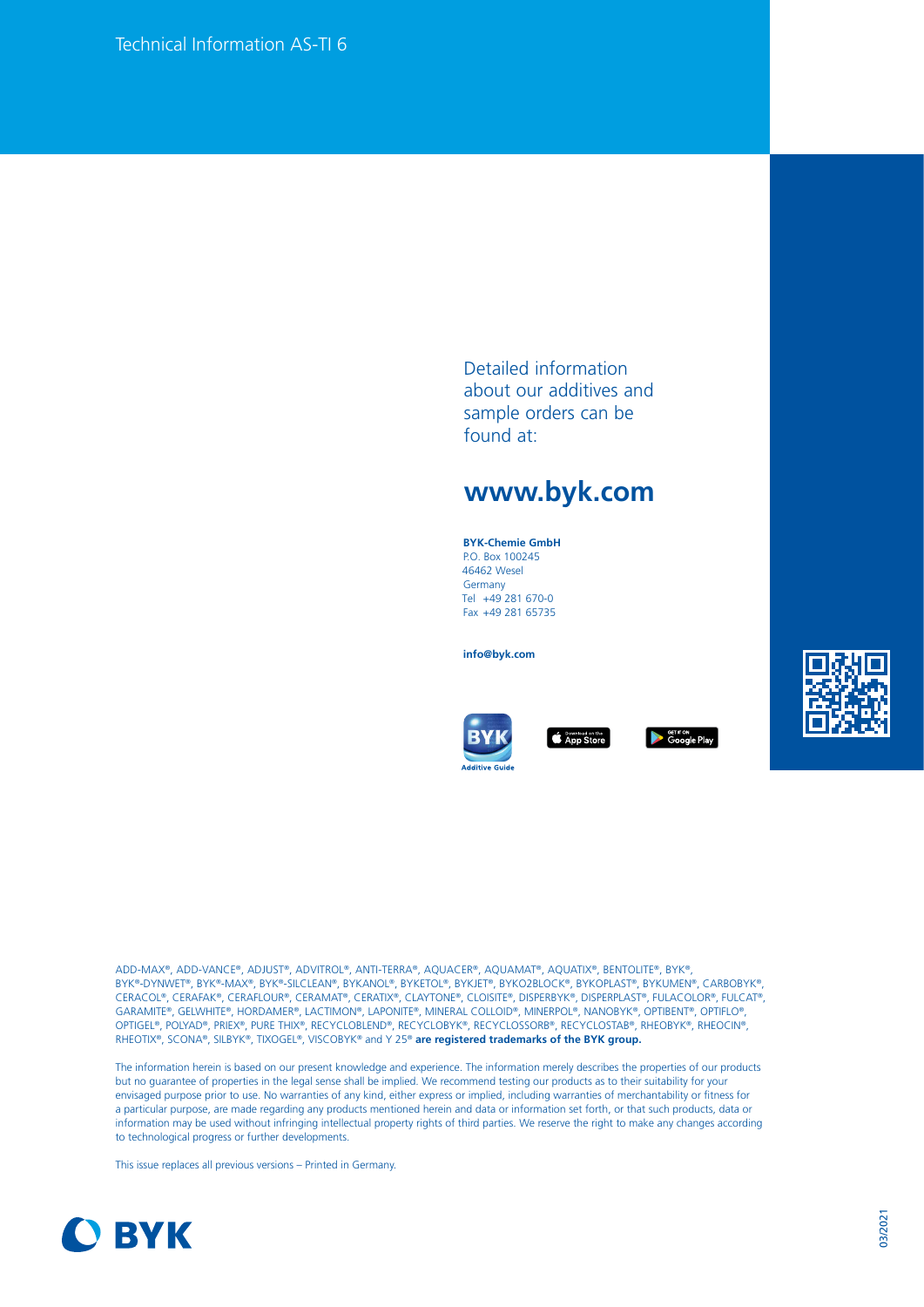Technical Information AS-TI 6

Detailed information about our additives and sample orders can be found at:

## www.byk.com

**BYK-Chemie GmbH**
P.O. Box 100245
46462 Wesel
Germany
Tel +49 281 670-0
Fax +49 281 65735

**info@byk.com**

ADD-MAX®, ADD-VANCE®, ADJUST®, ADVITROL®, ANTI-TERRA®, AQUACER®, AQUAMAT®, AQUATIX®, BENTOLITE®, BYK®, BYK®-DYNWET®, BYK®-MAX®, BYK®-SILCLEAN®, BYKANOL®, BYKETOL®, BYKJET®, BYKO2BLOCK®, BYKOPLAST®, BYKUMEN®, CARBOBYK®, CERACOL®, CERAFAK®, CERAFLOUR®, CERAMAT®, CERATIX®, CLAYTONE®, CLOISITE®, DISPERBYK®, DISPERPLAST®, FULACOLOR®, FULCAT®, GARAMITE®, GELWHITE®, HORDAMER®, LACTIMON®, LAPONITE®, MINERAL COLLOID®, MINERPOL®, NANOBYK®, OPTIBENT®, OPTIFLO®, OPTIGEL®, POLYAD®, PRIEX®, PURE THIX®, RECYCLOBLEND®, RECYCLOBYK®, RECYCLOSSORB®, RECYCLOSTAB®, RHEOBYK®, RHEOCIN®, RHEOTIX®, SCONA®, SILBYK®, TIXOGEL®, VISCOBYK® and Y 25® **are registered trademarks of the BYK group.**

The information herein is based on our present knowledge and experience. The information merely describes the properties of our products but no guarantee of properties in the legal sense shall be implied. We recommend testing our products as to their suitability for your envisaged purpose prior to use. No warranties of any kind, either express or implied, including warranties of merchantability or fitness for a particular purpose, are made regarding any products mentioned herein and data or information set forth, or that such products, data or information may be used without infringing intellectual property rights of third parties. We reserve the right to make any changes according to technological progress or further developments.

This issue replaces all previous versions – Printed in Germany.

03/2021